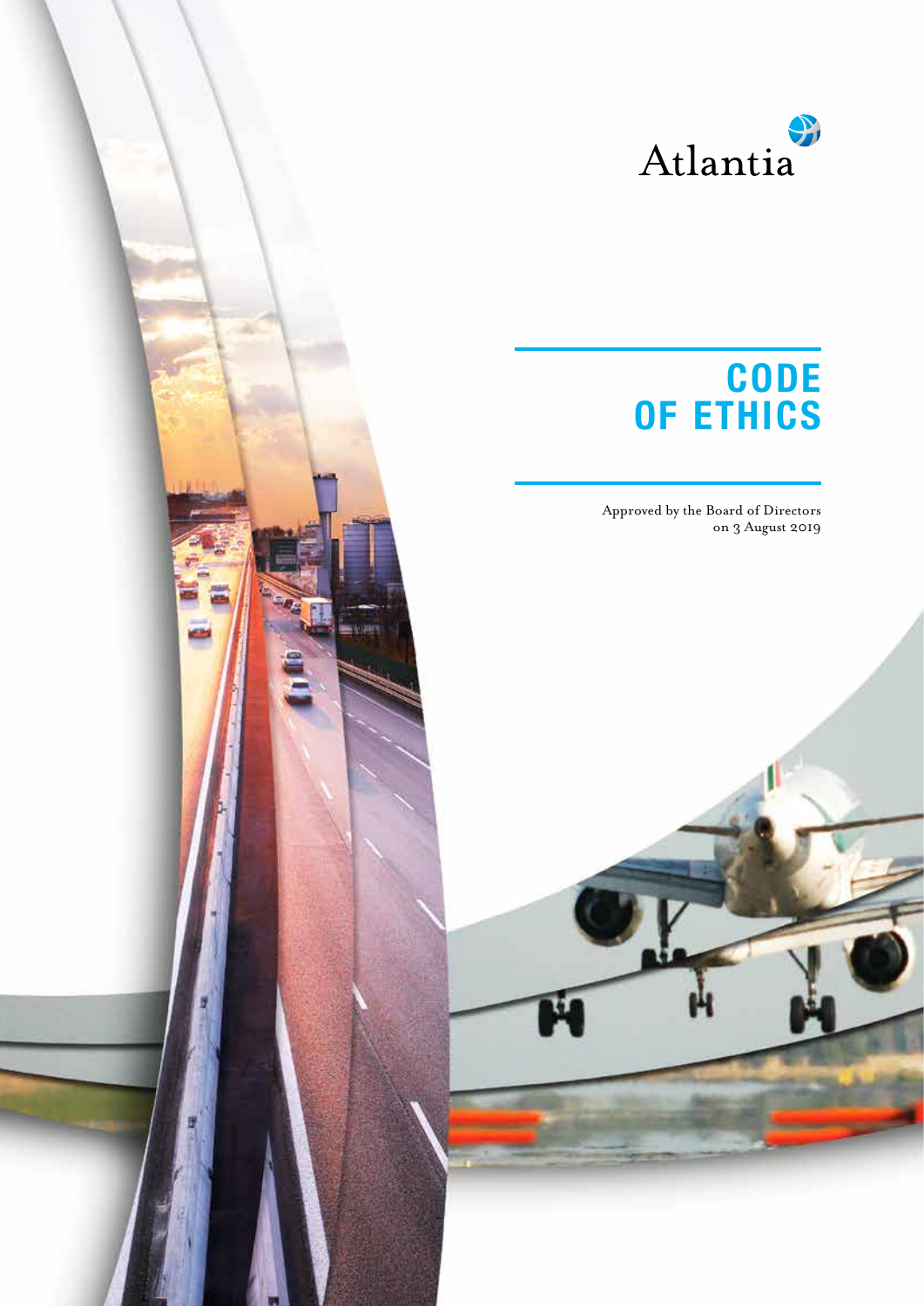Atlantia

# CODE OF ETHICS

Approved by the Board of Directors on 3 August 2019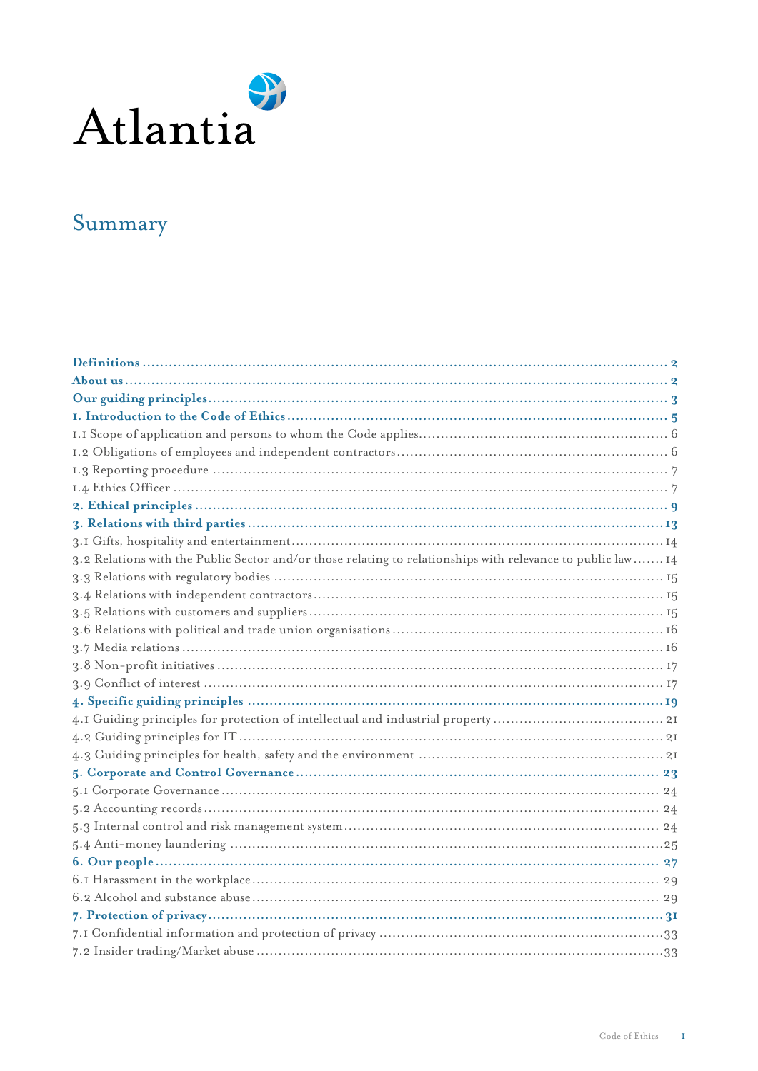Atlantia

# Summary

**Definitions** .......... **2**
**About us** .......... **2**
**Our guiding principles** .......... **3**
**1. Introduction to the Code of Ethics** .......... **5**
1.1 Scope of application and persons to whom the Code applies .......... 6
1.2 Obligations of employees and independent contractors .......... 6
1.3 Reporting procedure .......... 7
1.4 Ethics Officer .......... 7
**2. Ethical principles** .......... **9**
**3. Relations with third parties** .......... **13**
3.1 Gifts, hospitality and entertainment .......... 14
3.2 Relations with the Public Sector and/or those relating to relationships with relevance to public law .......... 14
3.3 Relations with regulatory bodies .......... 15
3.4 Relations with independent contractors .......... 15
3.5 Relations with customers and suppliers .......... 15
3.6 Relations with political and trade union organisations .......... 16
3.7 Media relations .......... 16
3.8 Non-profit initiatives .......... 17
3.9 Conflict of interest .......... 17
**4. Specific guiding principles** .......... **19**
4.1 Guiding principles for protection of intellectual and industrial property .......... 21
4.2 Guiding principles for IT .......... 21
4.3 Guiding principles for health, safety and the environment .......... 21
**5. Corporate and Control Governance** .......... **23**
5.1 Corporate Governance .......... 24
5.2 Accounting records .......... 24
5.3 Internal control and risk management system .......... 24
5.4 Anti-money laundering .......... 25
**6. Our people** .......... **27**
6.1 Harassment in the workplace .......... 29
6.2 Alcohol and substance abuse .......... 29
**7. Protection of privacy** .......... **31**
7.1 Confidential information and protection of privacy .......... 33
7.2 Insider trading/Market abuse .......... 33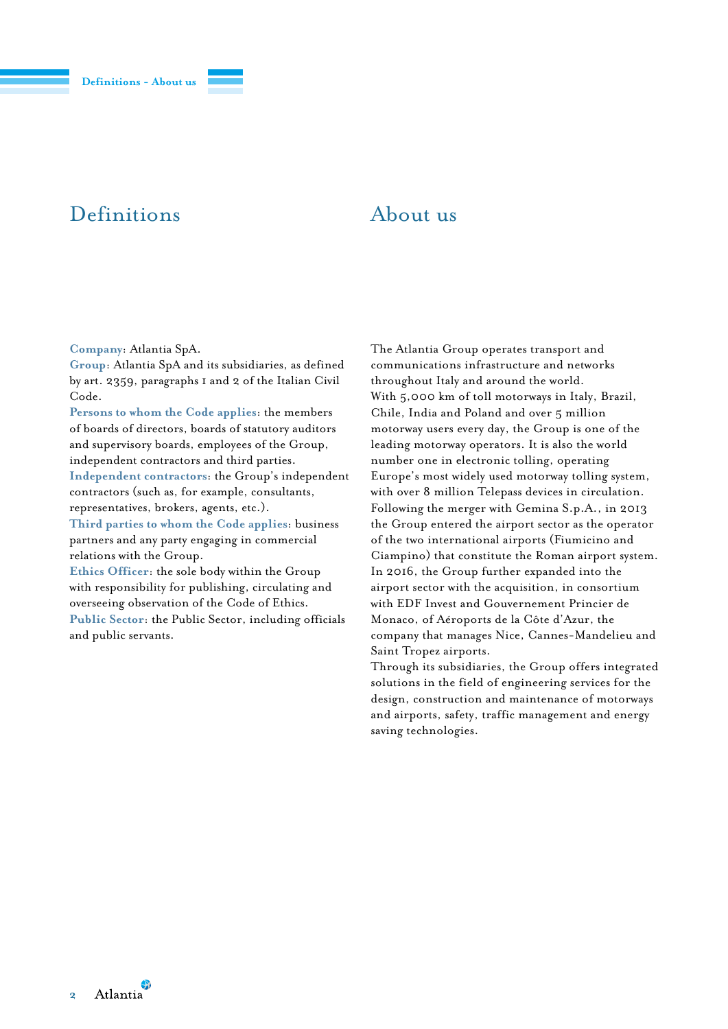## Definitions

**Company**: Atlantia SpA.
**Group**: Atlantia SpA and its subsidiaries, as defined by art. 2359, paragraphs 1 and 2 of the Italian Civil Code.
**Persons to whom the Code applies**: the members of boards of directors, boards of statutory auditors and supervisory boards, employees of the Group, independent contractors and third parties.
**Independent contractors**: the Group's independent contractors (such as, for example, consultants, representatives, brokers, agents, etc.).
**Third parties to whom the Code applies**: business partners and any party engaging in commercial relations with the Group.
**Ethics Officer**: the sole body within the Group with responsibility for publishing, circulating and overseeing observation of the Code of Ethics.
**Public Sector**: the Public Sector, including officials and public servants.

## About us

The Atlantia Group operates transport and communications infrastructure and networks throughout Italy and around the world.
With 5,000 km of toll motorways in Italy, Brazil, Chile, India and Poland and over 5 million motorway users every day, the Group is one of the leading motorway operators. It is also the world number one in electronic tolling, operating Europe's most widely used motorway tolling system, with over 8 million Telepass devices in circulation.
Following the merger with Gemina S.p.A., in 2013 the Group entered the airport sector as the operator of the two international airports (Fiumicino and Ciampino) that constitute the Roman airport system.
In 2016, the Group further expanded into the airport sector with the acquisition, in consortium with EDF Invest and Gouvernement Princier de Monaco, of Aéroports de la Côte d'Azur, the company that manages Nice, Cannes-Mandelieu and Saint Tropez airports.
Through its subsidiaries, the Group offers integrated solutions in the field of engineering services for the design, construction and maintenance of motorways and airports, safety, traffic management and energy saving technologies.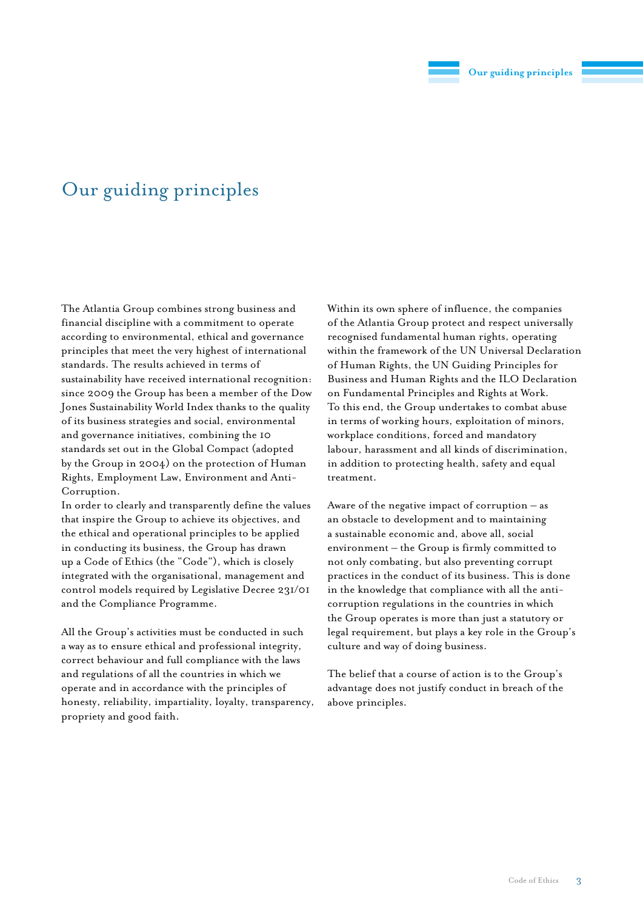# Our guiding principles

The Atlantia Group combines strong business and financial discipline with a commitment to operate according to environmental, ethical and governance principles that meet the very highest of international standards. The results achieved in terms of sustainability have received international recognition: since 2009 the Group has been a member of the Dow Jones Sustainability World Index thanks to the quality of its business strategies and social, environmental and governance initiatives, combining the 10 standards set out in the Global Compact (adopted by the Group in 2004) on the protection of Human Rights, Employment Law, Environment and Anti-Corruption.

In order to clearly and transparently define the values that inspire the Group to achieve its objectives, and the ethical and operational principles to be applied in conducting its business, the Group has drawn up a Code of Ethics (the "Code"), which is closely integrated with the organisational, management and control models required by Legislative Decree 231/01 and the Compliance Programme.

All the Group's activities must be conducted in such a way as to ensure ethical and professional integrity, correct behaviour and full compliance with the laws and regulations of all the countries in which we operate and in accordance with the principles of honesty, reliability, impartiality, loyalty, transparency, propriety and good faith.

Within its own sphere of influence, the companies of the Atlantia Group protect and respect universally recognised fundamental human rights, operating within the framework of the UN Universal Declaration of Human Rights, the UN Guiding Principles for Business and Human Rights and the ILO Declaration on Fundamental Principles and Rights at Work. To this end, the Group undertakes to combat abuse in terms of working hours, exploitation of minors, workplace conditions, forced and mandatory labour, harassment and all kinds of discrimination, in addition to protecting health, safety and equal treatment.

Aware of the negative impact of corruption – as an obstacle to development and to maintaining a sustainable economic and, above all, social environment – the Group is firmly committed to not only combating, but also preventing corrupt practices in the conduct of its business. This is done in the knowledge that compliance with all the anti-corruption regulations in the countries in which the Group operates is more than just a statutory or legal requirement, but plays a key role in the Group's culture and way of doing business.

The belief that a course of action is to the Group's advantage does not justify conduct in breach of the above principles.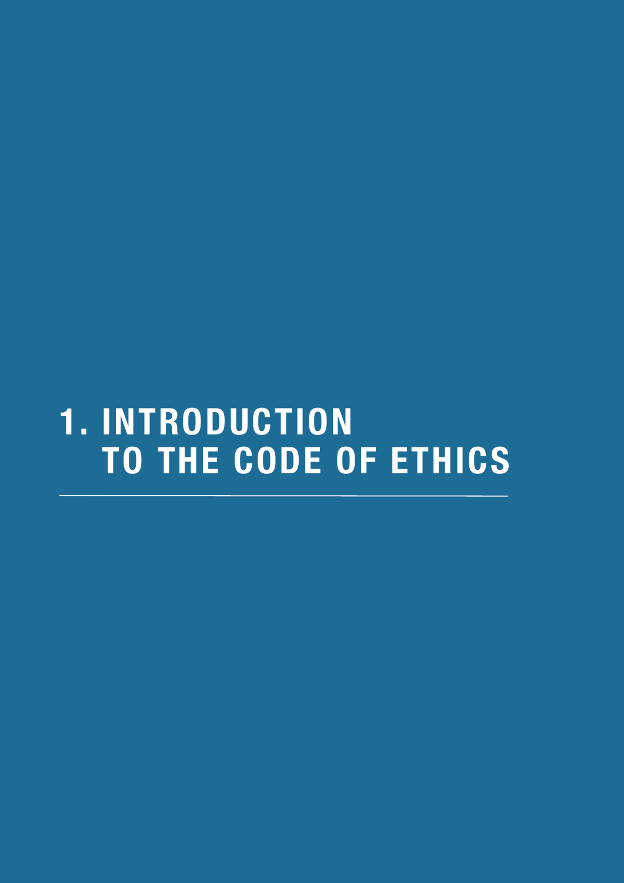# 1. INTRODUCTION TO THE CODE OF ETHICS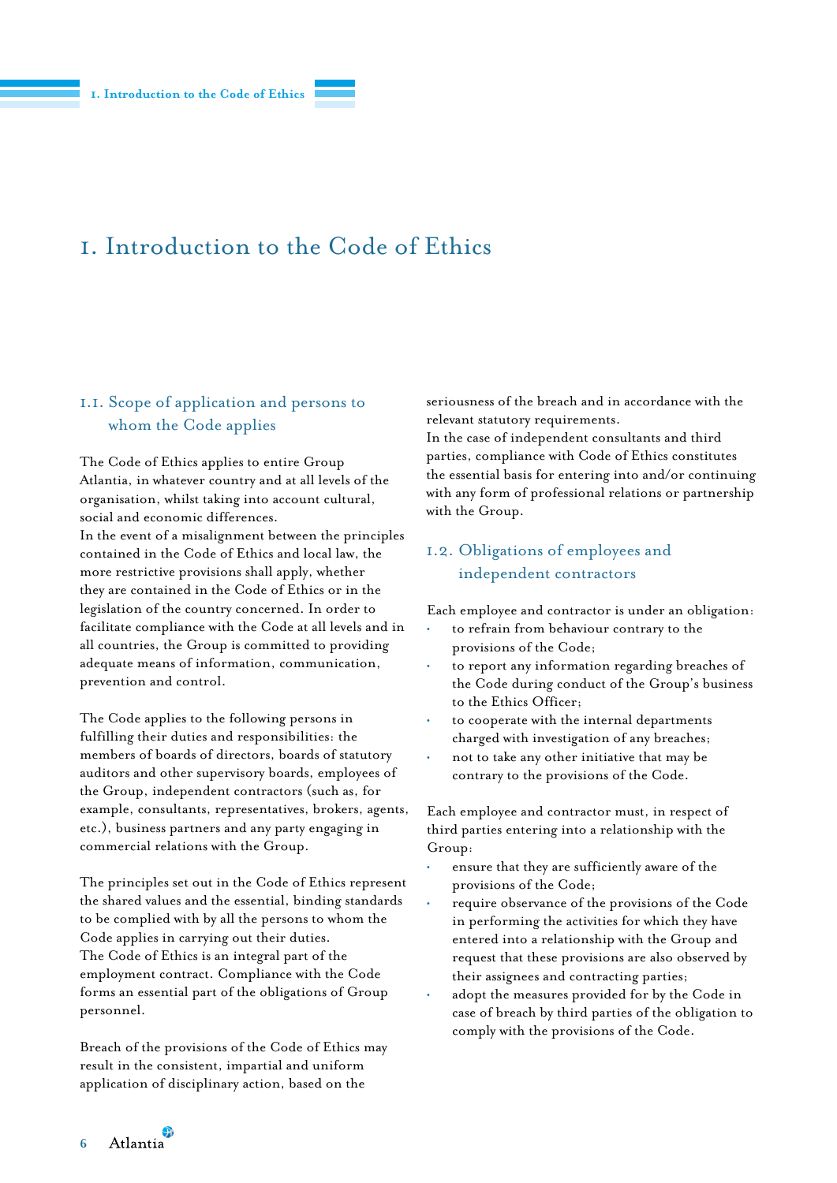# 1. Introduction to the Code of Ethics

## 1.1. Scope of application and persons to whom the Code applies

The Code of Ethics applies to entire Group Atlantia, in whatever country and at all levels of the organisation, whilst taking into account cultural, social and economic differences.
In the event of a misalignment between the principles contained in the Code of Ethics and local law, the more restrictive provisions shall apply, whether they are contained in the Code of Ethics or in the legislation of the country concerned. In order to facilitate compliance with the Code at all levels and in all countries, the Group is committed to providing adequate means of information, communication, prevention and control.

The Code applies to the following persons in fulfilling their duties and responsibilities: the members of boards of directors, boards of statutory auditors and other supervisory boards, employees of the Group, independent contractors (such as, for example, consultants, representatives, brokers, agents, etc.), business partners and any party engaging in commercial relations with the Group.

The principles set out in the Code of Ethics represent the shared values and the essential, binding standards to be complied with by all the persons to whom the Code applies in carrying out their duties.
The Code of Ethics is an integral part of the employment contract. Compliance with the Code forms an essential part of the obligations of Group personnel.

Breach of the provisions of the Code of Ethics may result in the consistent, impartial and uniform application of disciplinary action, based on the seriousness of the breach and in accordance with the relevant statutory requirements.
In the case of independent consultants and third parties, compliance with Code of Ethics constitutes the essential basis for entering into and/or continuing with any form of professional relations or partnership with the Group.

## 1.2. Obligations of employees and independent contractors

Each employee and contractor is under an obligation:

- to refrain from behaviour contrary to the provisions of the Code;
- to report any information regarding breaches of the Code during conduct of the Group's business to the Ethics Officer;
- to cooperate with the internal departments charged with investigation of any breaches;
- not to take any other initiative that may be contrary to the provisions of the Code.

Each employee and contractor must, in respect of third parties entering into a relationship with the Group:

- ensure that they are sufficiently aware of the provisions of the Code;
- require observance of the provisions of the Code in performing the activities for which they have entered into a relationship with the Group and request that these provisions are also observed by their assignees and contracting parties;
- adopt the measures provided for by the Code in case of breach by third parties of the obligation to comply with the provisions of the Code.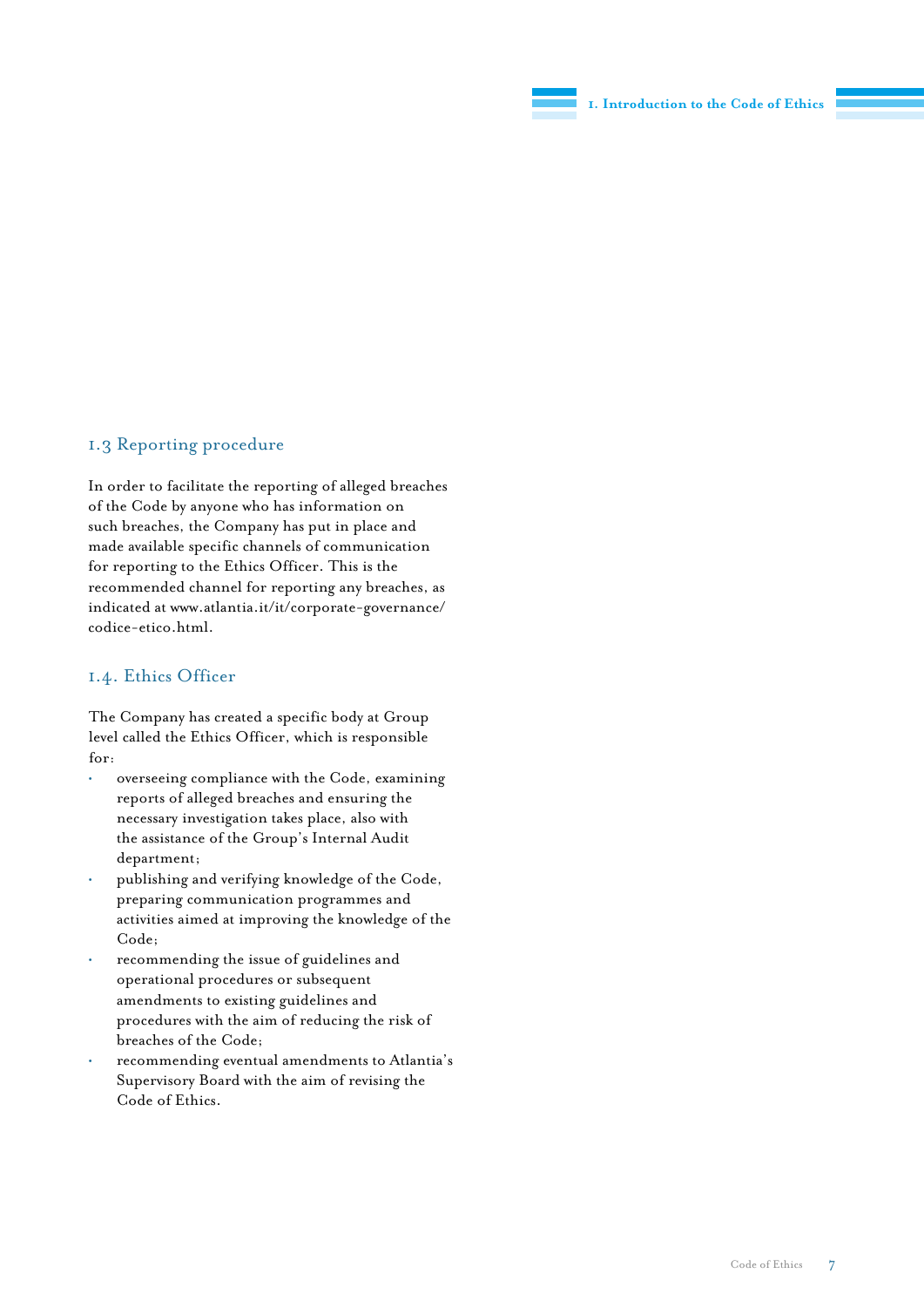## 1.3 Reporting procedure

In order to facilitate the reporting of alleged breaches of the Code by anyone who has information on such breaches, the Company has put in place and made available specific channels of communication for reporting to the Ethics Officer. This is the recommended channel for reporting any breaches, as indicated at www.atlantia.it/it/corporate-governance/codice-etico.html.

## 1.4. Ethics Officer

The Company has created a specific body at Group level called the Ethics Officer, which is responsible for:

- overseeing compliance with the Code, examining reports of alleged breaches and ensuring the necessary investigation takes place, also with the assistance of the Group's Internal Audit department;
- publishing and verifying knowledge of the Code, preparing communication programmes and activities aimed at improving the knowledge of the Code;
- recommending the issue of guidelines and operational procedures or subsequent amendments to existing guidelines and procedures with the aim of reducing the risk of breaches of the Code;
- recommending eventual amendments to Atlantia's Supervisory Board with the aim of revising the Code of Ethics.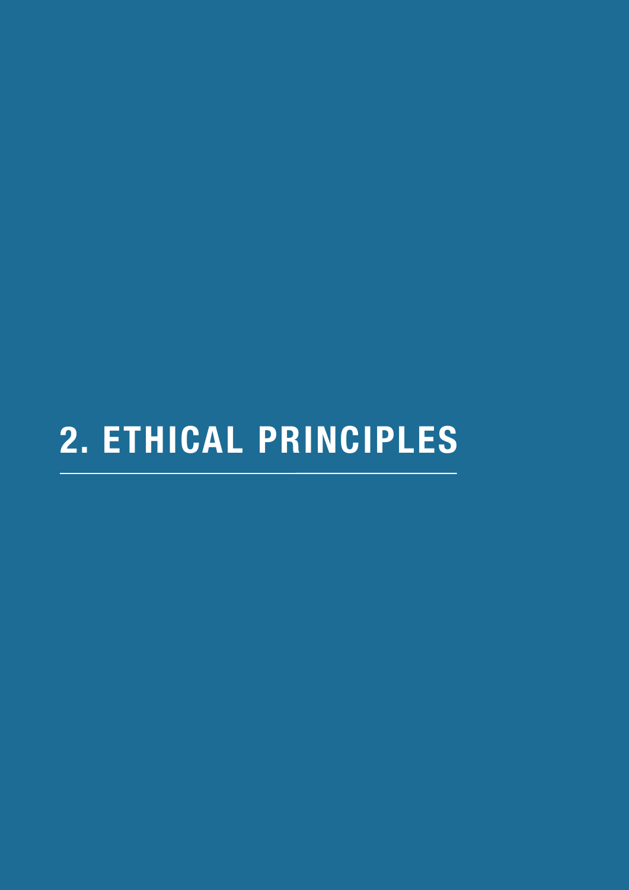# 2. ETHICAL PRINCIPLES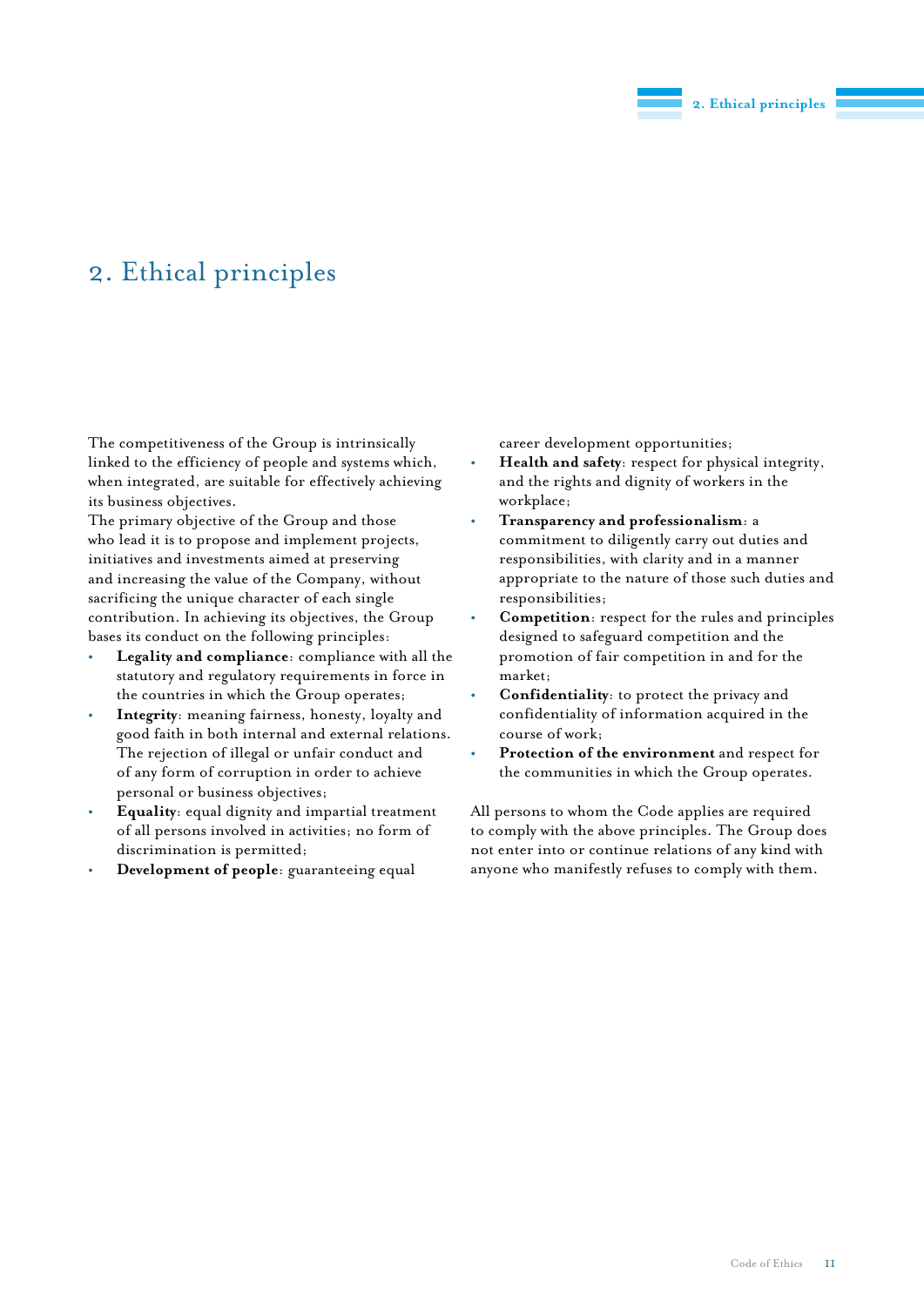# 2. Ethical principles

The competitiveness of the Group is intrinsically linked to the efficiency of people and systems which, when integrated, are suitable for effectively achieving its business objectives.

The primary objective of the Group and those who lead it is to propose and implement projects, initiatives and investments aimed at preserving and increasing the value of the Company, without sacrificing the unique character of each single contribution. In achieving its objectives, the Group bases its conduct on the following principles:

- **Legality and compliance**: compliance with all the statutory and regulatory requirements in force in the countries in which the Group operates;
- **Integrity**: meaning fairness, honesty, loyalty and good faith in both internal and external relations. The rejection of illegal or unfair conduct and of any form of corruption in order to achieve personal or business objectives;
- **Equality**: equal dignity and impartial treatment of all persons involved in activities; no form of discrimination is permitted;
- **Development of people**: guaranteeing equal career development opportunities;
- **Health and safety**: respect for physical integrity, and the rights and dignity of workers in the workplace;
- **Transparency and professionalism**: a commitment to diligently carry out duties and responsibilities, with clarity and in a manner appropriate to the nature of those such duties and responsibilities;
- **Competition**: respect for the rules and principles designed to safeguard competition and the promotion of fair competition in and for the market;
- **Confidentiality**: to protect the privacy and confidentiality of information acquired in the course of work;
- **Protection of the environment** and respect for the communities in which the Group operates.

All persons to whom the Code applies are required to comply with the above principles. The Group does not enter into or continue relations of any kind with anyone who manifestly refuses to comply with them.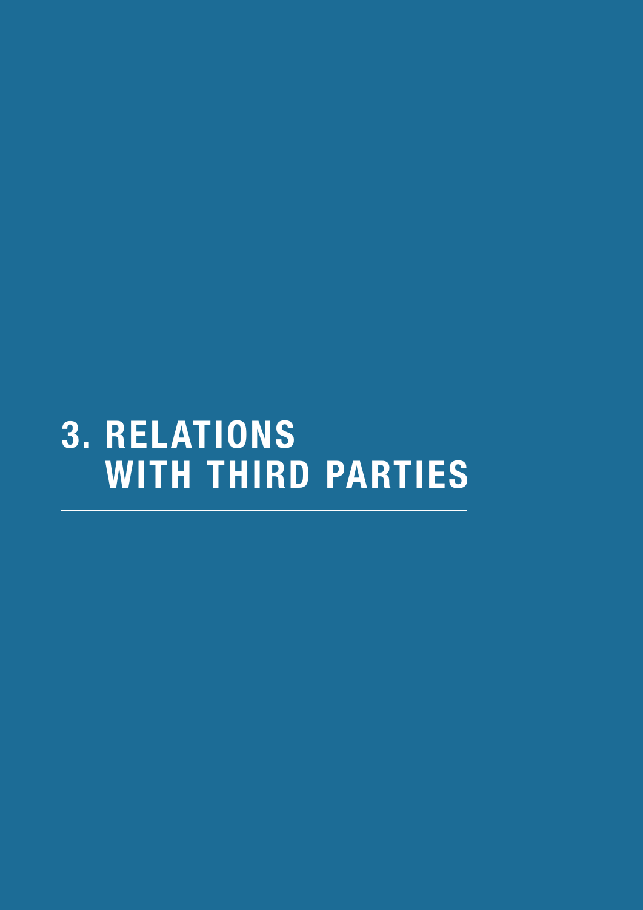# 3. RELATIONS WITH THIRD PARTIES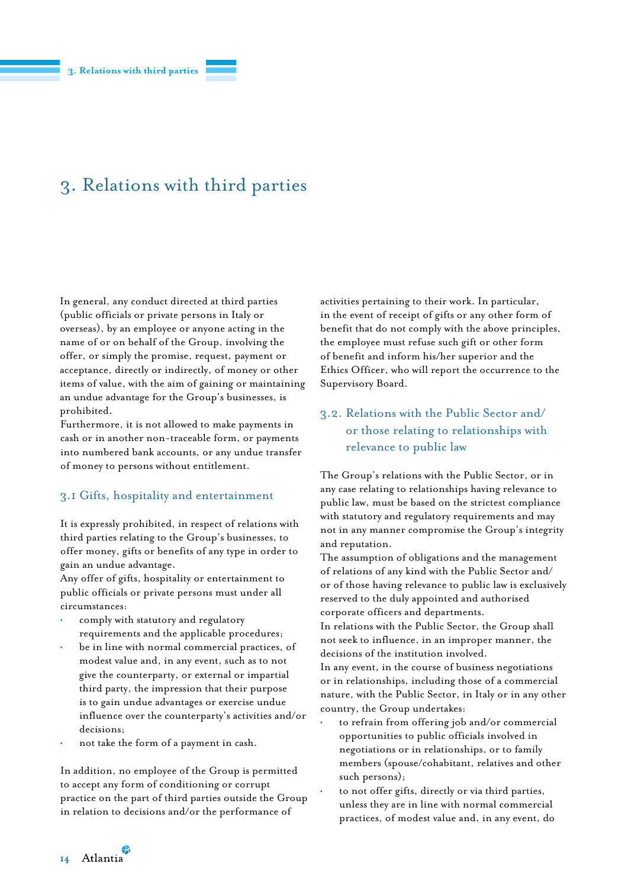# 3. Relations with third parties

In general, any conduct directed at third parties (public officials or private persons in Italy or overseas), by an employee or anyone acting in the name of or on behalf of the Group, involving the offer, or simply the promise, request, payment or acceptance, directly or indirectly, of money or other items of value, with the aim of gaining or maintaining an undue advantage for the Group's businesses, is prohibited.
Furthermore, it is not allowed to make payments in cash or in another non-traceable form, or payments into numbered bank accounts, or any undue transfer of money to persons without entitlement.

## 3.1 Gifts, hospitality and entertainment

It is expressly prohibited, in respect of relations with third parties relating to the Group's businesses, to offer money, gifts or benefits of any type in order to gain an undue advantage.
Any offer of gifts, hospitality or entertainment to public officials or private persons must under all circumstances:

- comply with statutory and regulatory requirements and the applicable procedures;
- be in line with normal commercial practices, of modest value and, in any event, such as to not give the counterparty, or external or impartial third party, the impression that their purpose is to gain undue advantages or exercise undue influence over the counterparty's activities and/or decisions;
- not take the form of a payment in cash.

In addition, no employee of the Group is permitted to accept any form of conditioning or corrupt practice on the part of third parties outside the Group in relation to decisions and/or the performance of activities pertaining to their work. In particular, in the event of receipt of gifts or any other form of benefit that do not comply with the above principles, the employee must refuse such gift or other form of benefit and inform his/her superior and the Ethics Officer, who will report the occurrence to the Supervisory Board.

## 3.2. Relations with the Public Sector and/ or those relating to relationships with relevance to public law

The Group's relations with the Public Sector, or in any case relating to relationships having relevance to public law, must be based on the strictest compliance with statutory and regulatory requirements and may not in any manner compromise the Group's integrity and reputation.
The assumption of obligations and the management of relations of any kind with the Public Sector and/ or of those having relevance to public law is exclusively reserved to the duly appointed and authorised corporate officers and departments.
In relations with the Public Sector, the Group shall not seek to influence, in an improper manner, the decisions of the institution involved.
In any event, in the course of business negotiations or in relationships, including those of a commercial nature, with the Public Sector, in Italy or in any other country, the Group undertakes:

- to refrain from offering job and/or commercial opportunities to public officials involved in negotiations or in relationships, or to family members (spouse/cohabitant, relatives and other such persons);
- to not offer gifts, directly or via third parties, unless they are in line with normal commercial practices, of modest value and, in any event, do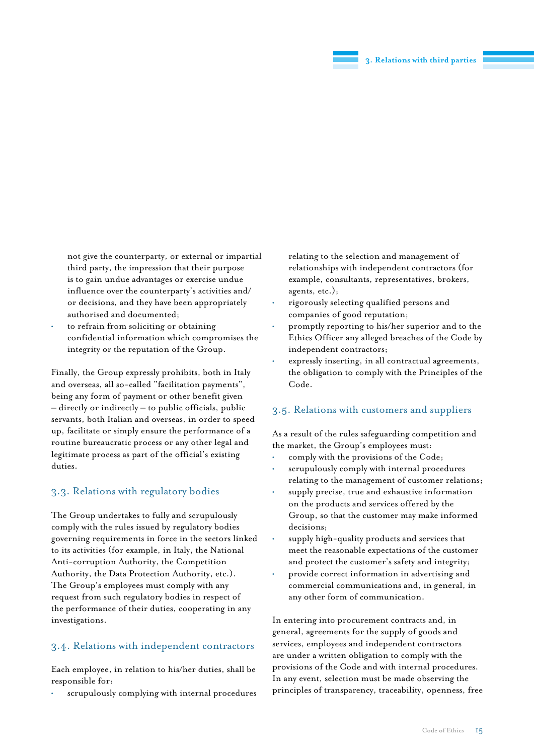not give the counterparty, or external or impartial third party, the impression that their purpose is to gain undue advantages or exercise undue influence over the counterparty's activities and/or decisions, and they have been appropriately authorised and documented;
- to refrain from soliciting or obtaining confidential information which compromises the integrity or the reputation of the Group.

Finally, the Group expressly prohibits, both in Italy and overseas, all so-called "facilitation payments", being any form of payment or other benefit given – directly or indirectly – to public officials, public servants, both Italian and overseas, in order to speed up, facilitate or simply ensure the performance of a routine bureaucratic process or any other legal and legitimate process as part of the official's existing duties.

## 3.3. Relations with regulatory bodies

The Group undertakes to fully and scrupulously comply with the rules issued by regulatory bodies governing requirements in force in the sectors linked to its activities (for example, in Italy, the National Anti-corruption Authority, the Competition Authority, the Data Protection Authority, etc.). The Group's employees must comply with any request from such regulatory bodies in respect of the performance of their duties, cooperating in any investigations.

## 3.4. Relations with independent contractors

Each employee, in relation to his/her duties, shall be responsible for:

- scrupulously complying with internal procedures relating to the selection and management of relationships with independent contractors (for example, consultants, representatives, brokers, agents, etc.);
- rigorously selecting qualified persons and companies of good reputation;
- promptly reporting to his/her superior and to the Ethics Officer any alleged breaches of the Code by independent contractors;
- expressly inserting, in all contractual agreements, the obligation to comply with the Principles of the Code.

## 3.5. Relations with customers and suppliers

As a result of the rules safeguarding competition and the market, the Group's employees must:

- comply with the provisions of the Code;
- scrupulously comply with internal procedures relating to the management of customer relations;
- supply precise, true and exhaustive information on the products and services offered by the Group, so that the customer may make informed decisions;
- supply high-quality products and services that meet the reasonable expectations of the customer and protect the customer's safety and integrity;
- provide correct information in advertising and commercial communications and, in general, in any other form of communication.

In entering into procurement contracts and, in general, agreements for the supply of goods and services, employees and independent contractors are under a written obligation to comply with the provisions of the Code and with internal procedures. In any event, selection must be made observing the principles of transparency, traceability, openness, free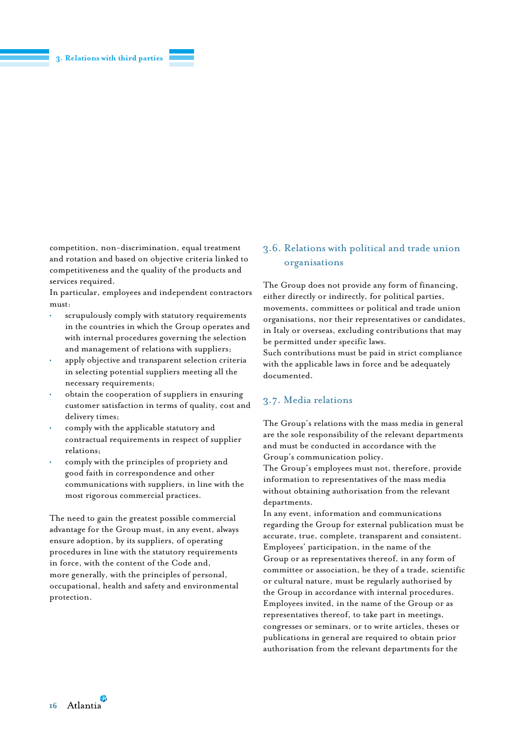competition, non-discrimination, equal treatment and rotation and based on objective criteria linked to competitiveness and the quality of the products and services required.
In particular, employees and independent contractors must:

- scrupulously comply with statutory requirements in the countries in which the Group operates and with internal procedures governing the selection and management of relations with suppliers;
- apply objective and transparent selection criteria in selecting potential suppliers meeting all the necessary requirements;
- obtain the cooperation of suppliers in ensuring customer satisfaction in terms of quality, cost and delivery times;
- comply with the applicable statutory and contractual requirements in respect of supplier relations;
- comply with the principles of propriety and good faith in correspondence and other communications with suppliers, in line with the most rigorous commercial practices.

The need to gain the greatest possible commercial advantage for the Group must, in any event, always ensure adoption, by its suppliers, of operating procedures in line with the statutory requirements in force, with the content of the Code and, more generally, with the principles of personal, occupational, health and safety and environmental protection.

## 3.6. Relations with political and trade union organisations

The Group does not provide any form of financing, either directly or indirectly, for political parties, movements, committees or political and trade union organisations, nor their representatives or candidates, in Italy or overseas, excluding contributions that may be permitted under specific laws.
Such contributions must be paid in strict compliance with the applicable laws in force and be adequately documented.

## 3.7. Media relations

The Group's relations with the mass media in general are the sole responsibility of the relevant departments and must be conducted in accordance with the Group's communication policy.
The Group's employees must not, therefore, provide information to representatives of the mass media without obtaining authorisation from the relevant departments.
In any event, information and communications regarding the Group for external publication must be accurate, true, complete, transparent and consistent.
Employees' participation, in the name of the Group or as representatives thereof, in any form of committee or association, be they of a trade, scientific or cultural nature, must be regularly authorised by the Group in accordance with internal procedures.
Employees invited, in the name of the Group or as representatives thereof, to take part in meetings, congresses or seminars, or to write articles, theses or publications in general are required to obtain prior authorisation from the relevant departments for the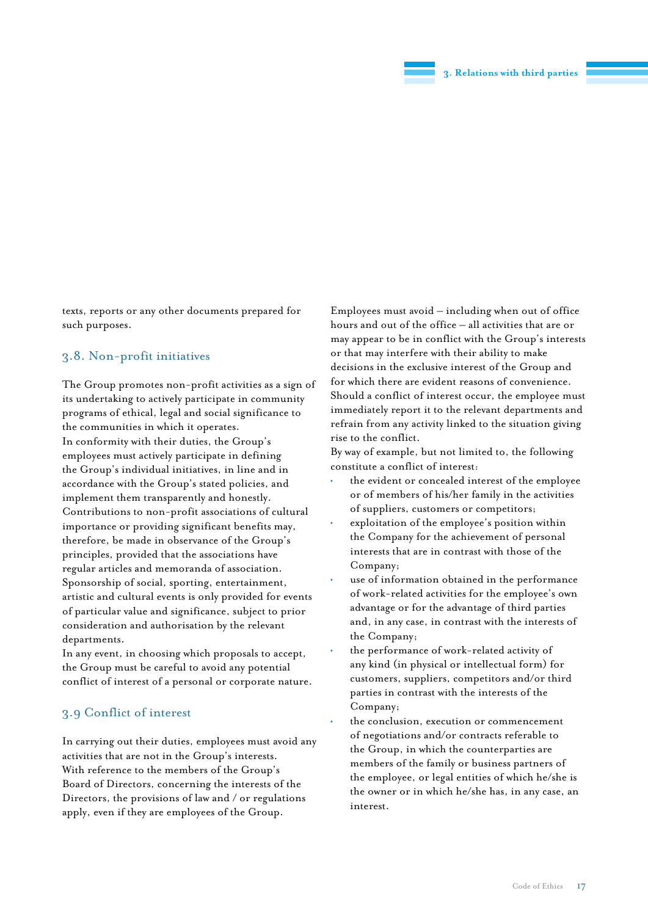texts, reports or any other documents prepared for such purposes.

## 3.8. Non-profit initiatives

The Group promotes non-profit activities as a sign of its undertaking to actively participate in community programs of ethical, legal and social significance to the communities in which it operates.

In conformity with their duties, the Group's employees must actively participate in defining the Group's individual initiatives, in line and in accordance with the Group's stated policies, and implement them transparently and honestly.

Contributions to non-profit associations of cultural importance or providing significant benefits may, therefore, be made in observance of the Group's principles, provided that the associations have regular articles and memoranda of association.

Sponsorship of social, sporting, entertainment, artistic and cultural events is only provided for events of particular value and significance, subject to prior consideration and authorisation by the relevant departments.

In any event, in choosing which proposals to accept, the Group must be careful to avoid any potential conflict of interest of a personal or corporate nature.

## 3.9 Conflict of interest

In carrying out their duties, employees must avoid any activities that are not in the Group's interests.

With reference to the members of the Group's Board of Directors, concerning the interests of the Directors, the provisions of law and / or regulations apply, even if they are employees of the Group.

Employees must avoid – including when out of office hours and out of the office – all activities that are or may appear to be in conflict with the Group's interests or that may interfere with their ability to make decisions in the exclusive interest of the Group and for which there are evident reasons of convenience.

Should a conflict of interest occur, the employee must immediately report it to the relevant departments and refrain from any activity linked to the situation giving rise to the conflict.

By way of example, but not limited to, the following constitute a conflict of interest:

- the evident or concealed interest of the employee or of members of his/her family in the activities of suppliers, customers or competitors;
- exploitation of the employee's position within the Company for the achievement of personal interests that are in contrast with those of the Company;
- use of information obtained in the performance of work-related activities for the employee's own advantage or for the advantage of third parties and, in any case, in contrast with the interests of the Company;
- the performance of work-related activity of any kind (in physical or intellectual form) for customers, suppliers, competitors and/or third parties in contrast with the interests of the Company;
- the conclusion, execution or commencement of negotiations and/or contracts referable to the Group, in which the counterparties are members of the family or business partners of the employee, or legal entities of which he/she is the owner or in which he/she has, in any case, an interest.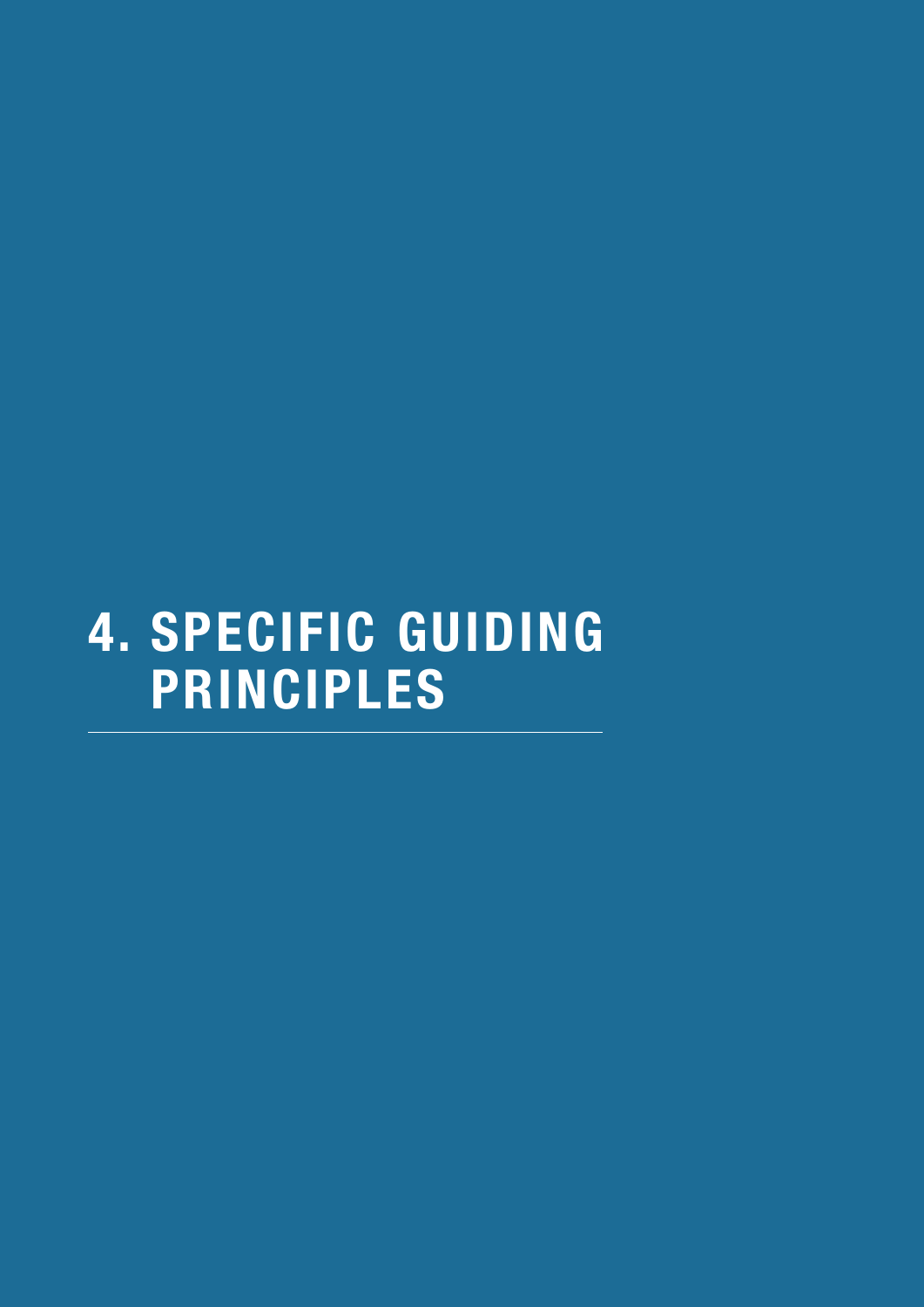# 4. SPECIFIC GUIDING PRINCIPLES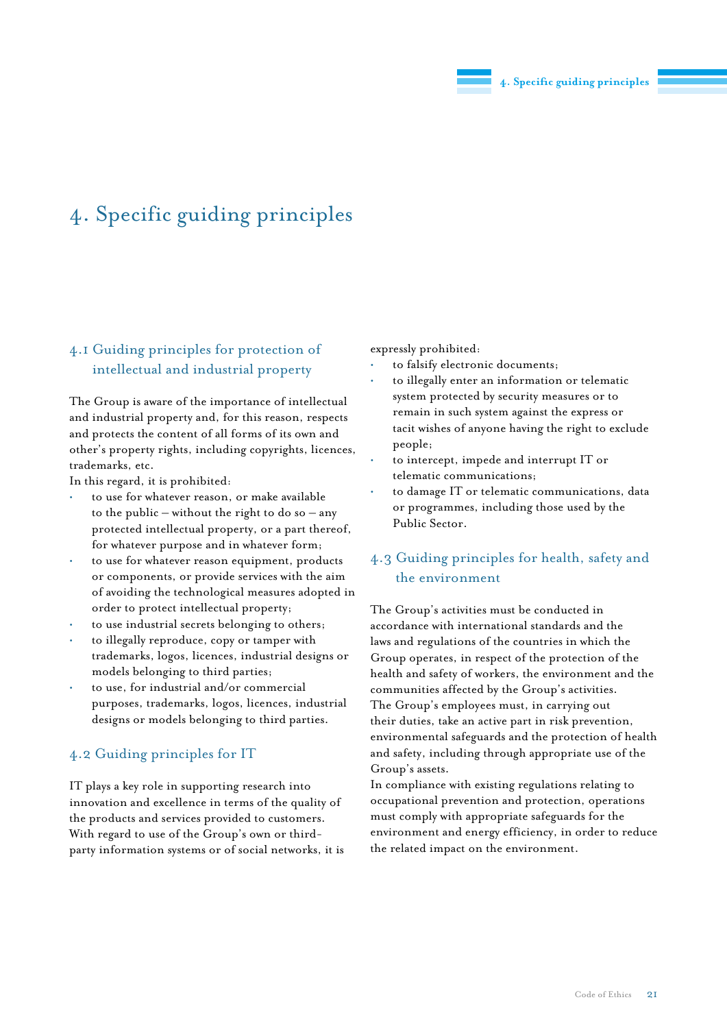# 4. Specific guiding principles

## 4.1 Guiding principles for protection of intellectual and industrial property

The Group is aware of the importance of intellectual and industrial property and, for this reason, respects and protects the content of all forms of its own and other's property rights, including copyrights, licences, trademarks, etc.

In this regard, it is prohibited:

- to use for whatever reason, or make available to the public – without the right to do so – any protected intellectual property, or a part thereof, for whatever purpose and in whatever form;
- to use for whatever reason equipment, products or components, or provide services with the aim of avoiding the technological measures adopted in order to protect intellectual property;
- to use industrial secrets belonging to others;
- to illegally reproduce, copy or tamper with trademarks, logos, licences, industrial designs or models belonging to third parties;
- to use, for industrial and/or commercial purposes, trademarks, logos, licences, industrial designs or models belonging to third parties.

## 4.2 Guiding principles for IT

IT plays a key role in supporting research into innovation and excellence in terms of the quality of the products and services provided to customers. With regard to use of the Group's own or third-party information systems or of social networks, it is expressly prohibited:

- to falsify electronic documents;
- to illegally enter an information or telematic system protected by security measures or to remain in such system against the express or tacit wishes of anyone having the right to exclude people;
- to intercept, impede and interrupt IT or telematic communications;
- to damage IT or telematic communications, data or programmes, including those used by the Public Sector.

## 4.3 Guiding principles for health, safety and the environment

The Group's activities must be conducted in accordance with international standards and the laws and regulations of the countries in which the Group operates, in respect of the protection of the health and safety of workers, the environment and the communities affected by the Group's activities.

The Group's employees must, in carrying out their duties, take an active part in risk prevention, environmental safeguards and the protection of health and safety, including through appropriate use of the Group's assets.

In compliance with existing regulations relating to occupational prevention and protection, operations must comply with appropriate safeguards for the environment and energy efficiency, in order to reduce the related impact on the environment.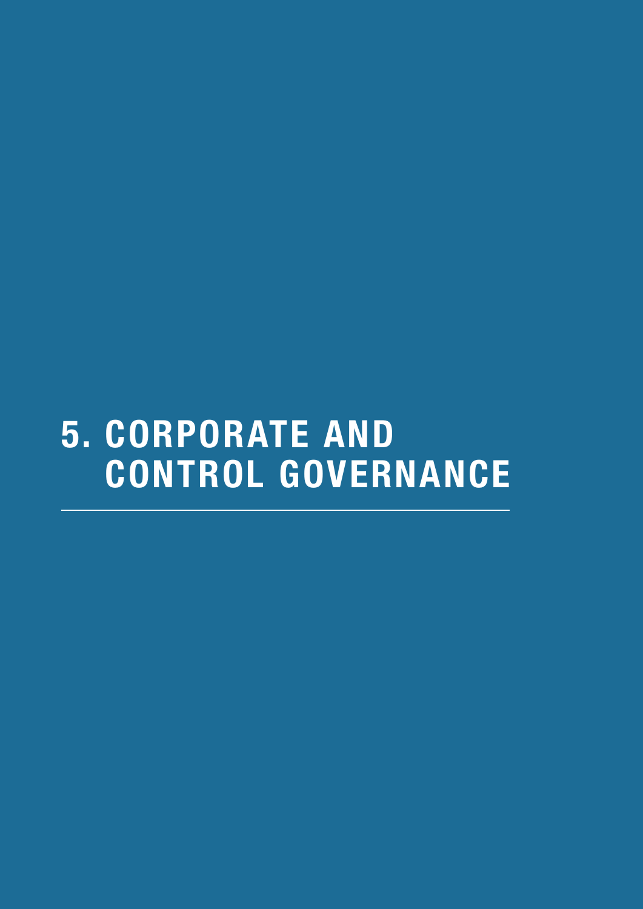# 5. CORPORATE AND CONTROL GOVERNANCE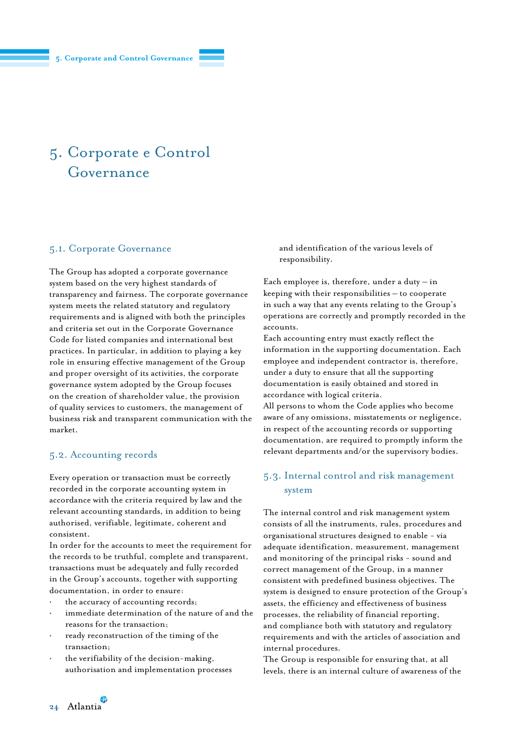# 5. Corporate e Control Governance

## 5.1. Corporate Governance

The Group has adopted a corporate governance system based on the very highest standards of transparency and fairness. The corporate governance system meets the related statutory and regulatory requirements and is aligned with both the principles and criteria set out in the Corporate Governance Code for listed companies and international best practices. In particular, in addition to playing a key role in ensuring effective management of the Group and proper oversight of its activities, the corporate governance system adopted by the Group focuses on the creation of shareholder value, the provision of quality services to customers, the management of business risk and transparent communication with the market.

## 5.2. Accounting records

Every operation or transaction must be correctly recorded in the corporate accounting system in accordance with the criteria required by law and the relevant accounting standards, in addition to being authorised, verifiable, legitimate, coherent and consistent.

In order for the accounts to meet the requirement for the records to be truthful, complete and transparent, transactions must be adequately and fully recorded in the Group's accounts, together with supporting documentation, in order to ensure:

- the accuracy of accounting records;
- immediate determination of the nature of and the reasons for the transaction;
- ready reconstruction of the timing of the transaction;
- the verifiability of the decision-making, authorisation and implementation processes and identification of the various levels of responsibility.

Each employee is, therefore, under a duty – in keeping with their responsibilities – to cooperate in such a way that any events relating to the Group's operations are correctly and promptly recorded in the accounts.

Each accounting entry must exactly reflect the information in the supporting documentation. Each employee and independent contractor is, therefore, under a duty to ensure that all the supporting documentation is easily obtained and stored in accordance with logical criteria.

All persons to whom the Code applies who become aware of any omissions, misstatements or negligence, in respect of the accounting records or supporting documentation, are required to promptly inform the relevant departments and/or the supervisory bodies.

## 5.3. Internal control and risk management system

The internal control and risk management system consists of all the instruments, rules, procedures and organisational structures designed to enable - via adequate identification, measurement, management and monitoring of the principal risks - sound and correct management of the Group, in a manner consistent with predefined business objectives. The system is designed to ensure protection of the Group's assets, the efficiency and effectiveness of business processes, the reliability of financial reporting, and compliance both with statutory and regulatory requirements and with the articles of association and internal procedures.

The Group is responsible for ensuring that, at all levels, there is an internal culture of awareness of the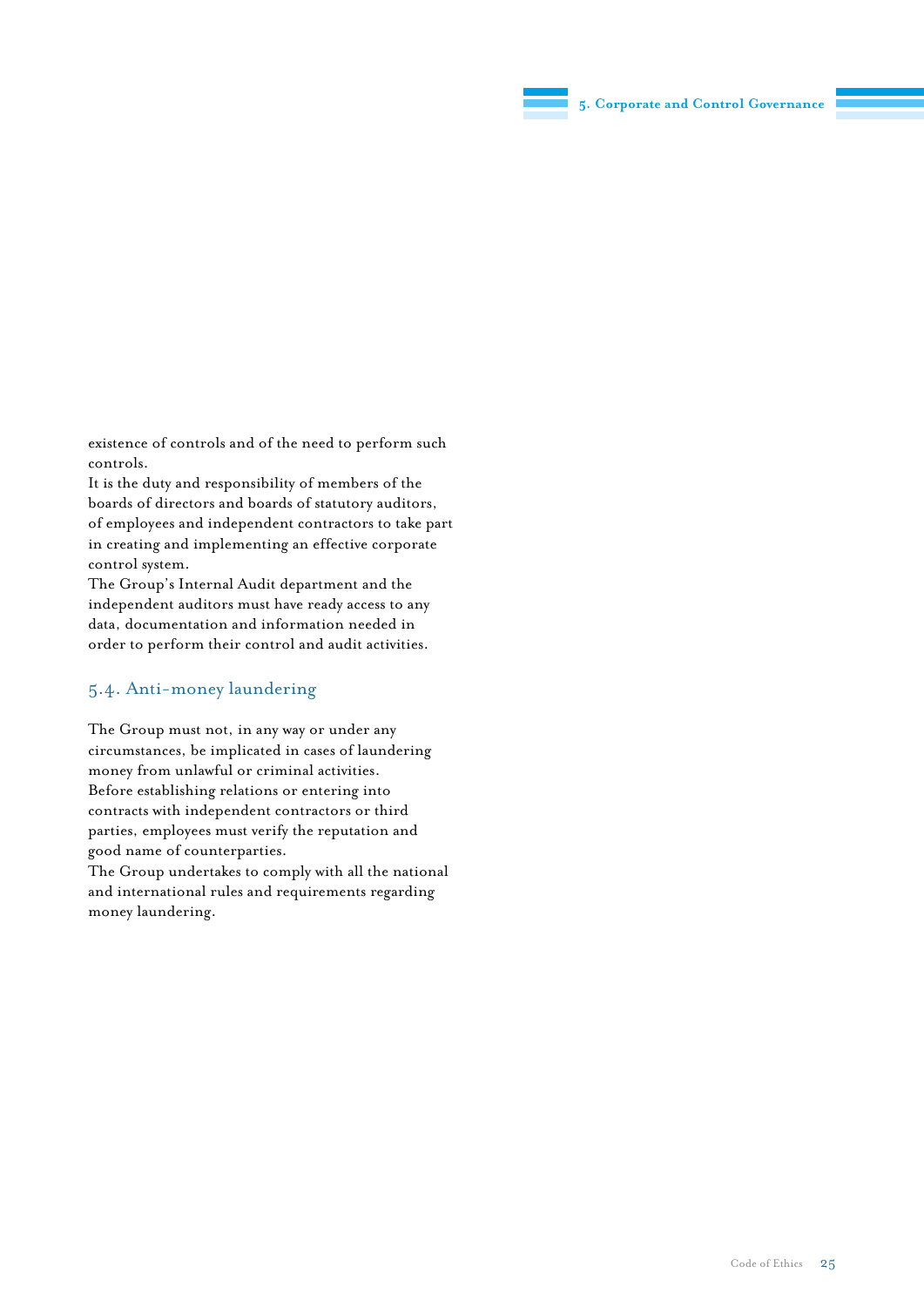existence of controls and of the need to perform such controls.
It is the duty and responsibility of members of the boards of directors and boards of statutory auditors, of employees and independent contractors to take part in creating and implementing an effective corporate control system.
The Group's Internal Audit department and the independent auditors must have ready access to any data, documentation and information needed in order to perform their control and audit activities.

## 5.4. Anti-money laundering

The Group must not, in any way or under any circumstances, be implicated in cases of laundering money from unlawful or criminal activities.
Before establishing relations or entering into contracts with independent contractors or third parties, employees must verify the reputation and good name of counterparties.
The Group undertakes to comply with all the national and international rules and requirements regarding money laundering.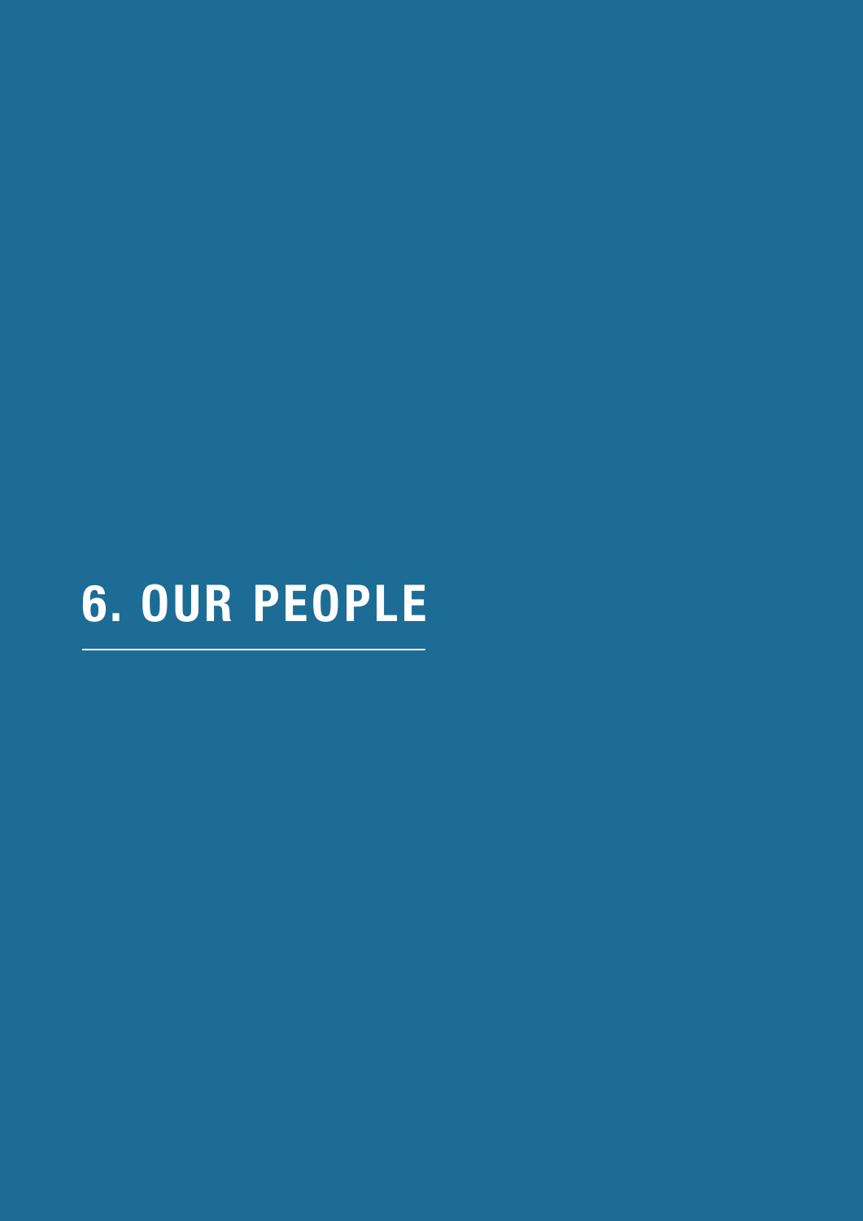# 6. OUR PEOPLE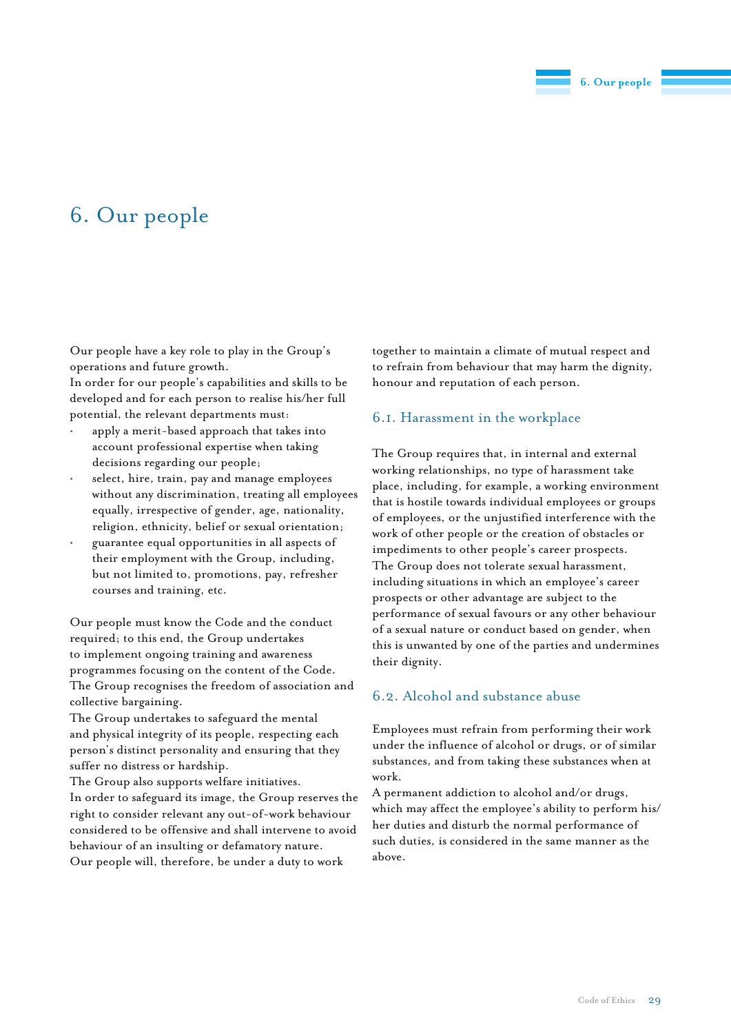# 6. Our people

Our people have a key role to play in the Group's operations and future growth.

In order for our people's capabilities and skills to be developed and for each person to realise his/her full potential, the relevant departments must:

- apply a merit-based approach that takes into account professional expertise when taking decisions regarding our people;
- select, hire, train, pay and manage employees without any discrimination, treating all employees equally, irrespective of gender, age, nationality, religion, ethnicity, belief or sexual orientation;
- guarantee equal opportunities in all aspects of their employment with the Group, including, but not limited to, promotions, pay, refresher courses and training, etc.

Our people must know the Code and the conduct required; to this end, the Group undertakes to implement ongoing training and awareness programmes focusing on the content of the Code.

The Group recognises the freedom of association and collective bargaining.

The Group undertakes to safeguard the mental and physical integrity of its people, respecting each person's distinct personality and ensuring that they suffer no distress or hardship.

The Group also supports welfare initiatives.

In order to safeguard its image, the Group reserves the right to consider relevant any out-of-work behaviour considered to be offensive and shall intervene to avoid behaviour of an insulting or defamatory nature.

Our people will, therefore, be under a duty to work together to maintain a climate of mutual respect and to refrain from behaviour that may harm the dignity, honour and reputation of each person.

## 6.1. Harassment in the workplace

The Group requires that, in internal and external working relationships, no type of harassment take place, including, for example, a working environment that is hostile towards individual employees or groups of employees, or the unjustified interference with the work of other people or the creation of obstacles or impediments to other people's career prospects.

The Group does not tolerate sexual harassment, including situations in which an employee's career prospects or other advantage are subject to the performance of sexual favours or any other behaviour of a sexual nature or conduct based on gender, when this is unwanted by one of the parties and undermines their dignity.

## 6.2. Alcohol and substance abuse

Employees must refrain from performing their work under the influence of alcohol or drugs, or of similar substances, and from taking these substances when at work.

A permanent addiction to alcohol and/or drugs, which may affect the employee's ability to perform his/her duties and disturb the normal performance of such duties, is considered in the same manner as the above.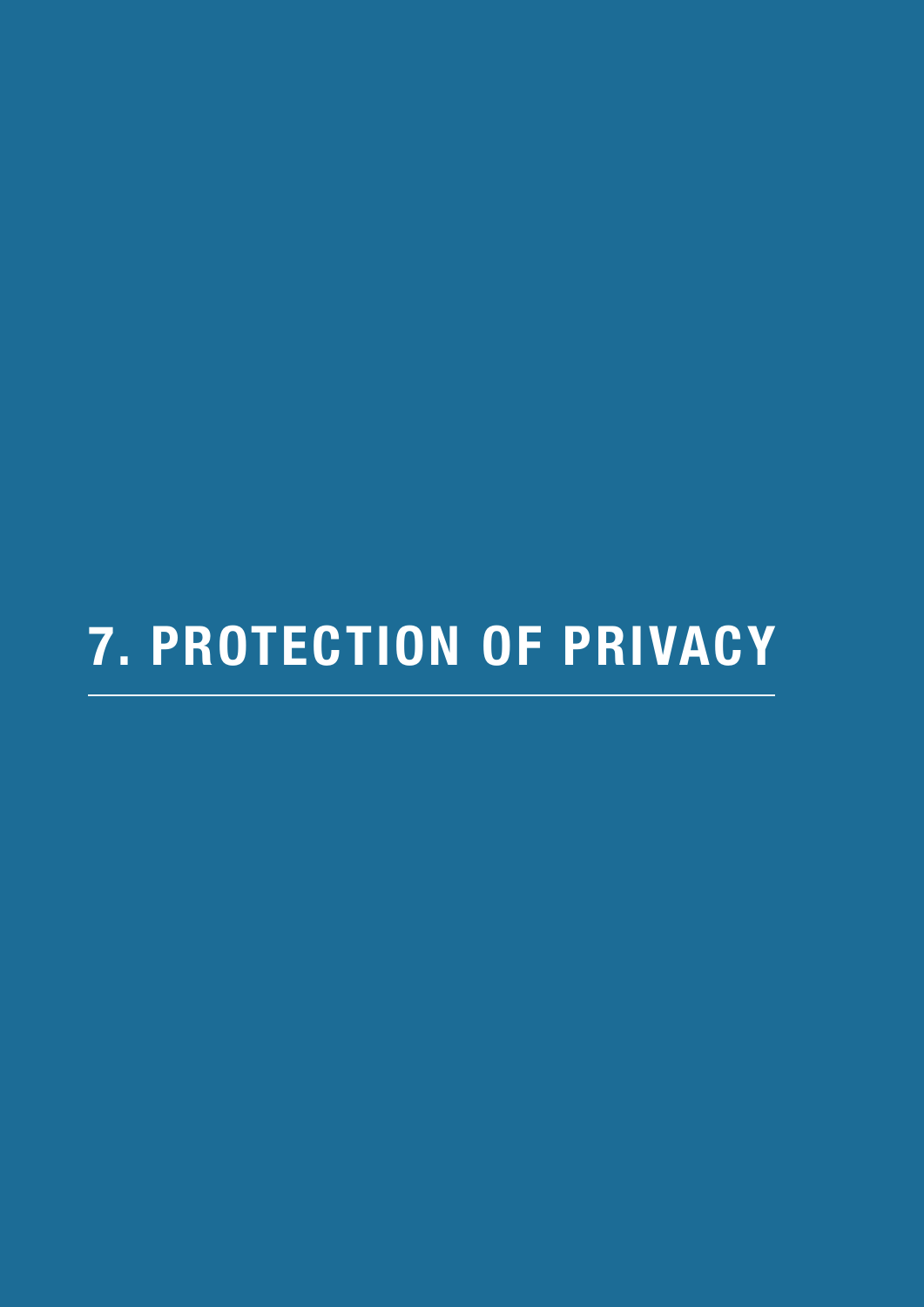# 7. PROTECTION OF PRIVACY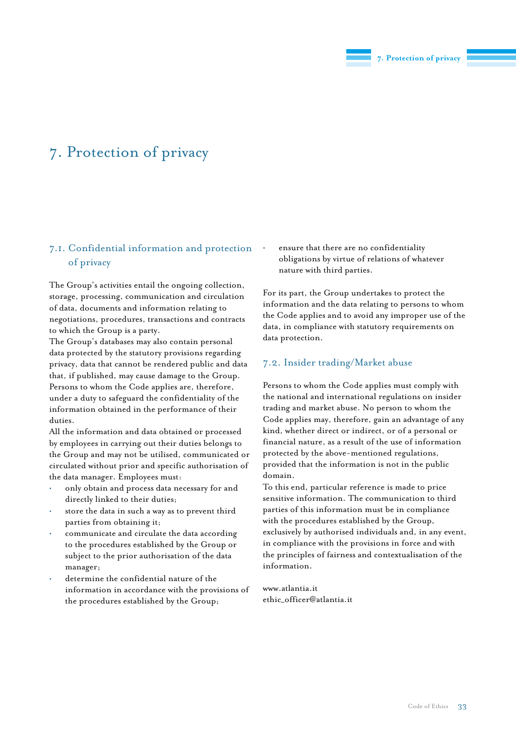# 7. Protection of privacy

## 7.1. Confidential information and protection of privacy

The Group's activities entail the ongoing collection, storage, processing, communication and circulation of data, documents and information relating to negotiations, procedures, transactions and contracts to which the Group is a party.

The Group's databases may also contain personal data protected by the statutory provisions regarding privacy, data that cannot be rendered public and data that, if published, may cause damage to the Group. Persons to whom the Code applies are, therefore, under a duty to safeguard the confidentiality of the information obtained in the performance of their duties.

All the information and data obtained or processed by employees in carrying out their duties belongs to the Group and may not be utilised, communicated or circulated without prior and specific authorisation of the data manager. Employees must:

- only obtain and process data necessary for and directly linked to their duties;
- store the data in such a way as to prevent third parties from obtaining it;
- communicate and circulate the data according to the procedures established by the Group or subject to the prior authorisation of the data manager;
- determine the confidential nature of the information in accordance with the provisions of the procedures established by the Group;
- ensure that there are no confidentiality obligations by virtue of relations of whatever nature with third parties.

For its part, the Group undertakes to protect the information and the data relating to persons to whom the Code applies and to avoid any improper use of the data, in compliance with statutory requirements on data protection.

## 7.2. Insider trading/Market abuse

Persons to whom the Code applies must comply with the national and international regulations on insider trading and market abuse. No person to whom the Code applies may, therefore, gain an advantage of any kind, whether direct or indirect, or of a personal or financial nature, as a result of the use of information protected by the above-mentioned regulations, provided that the information is not in the public domain.

To this end, particular reference is made to price sensitive information. The communication to third parties of this information must be in compliance with the procedures established by the Group, exclusively by authorised individuals and, in any event, in compliance with the provisions in force and with the principles of fairness and contextualisation of the information.

www.atlantia.it
ethic_officer@atlantia.it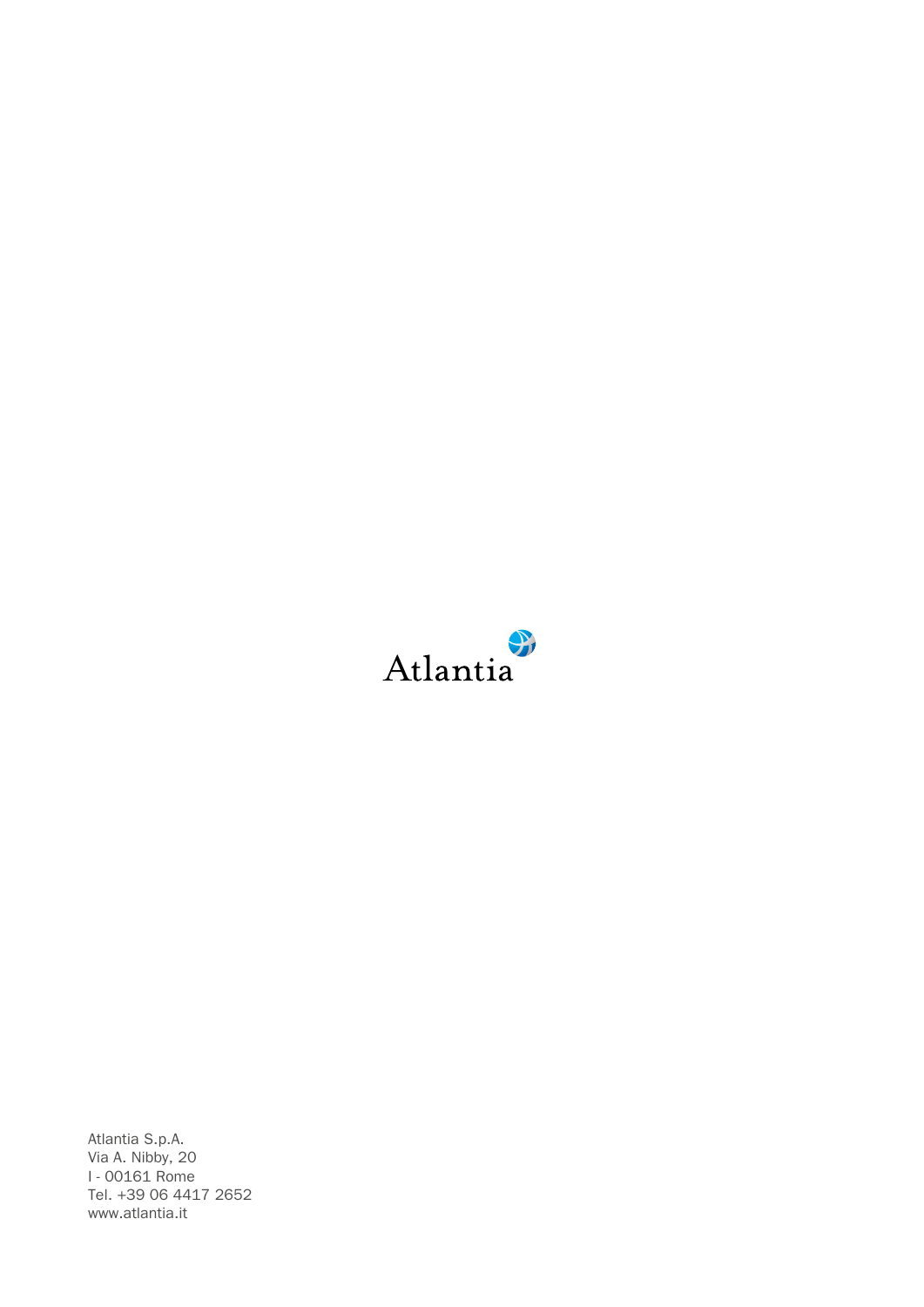Atlantia

Atlantia S.p.A.
Via A. Nibby, 20
I - 00161 Rome
Tel. +39 06 4417 2652
www.atlantia.it